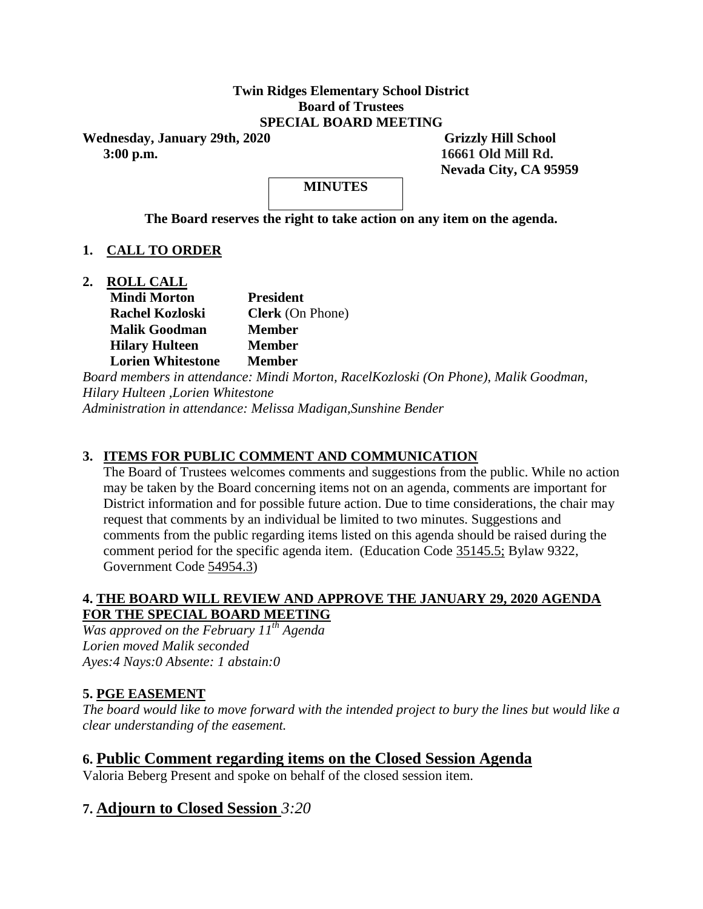**Twin Ridges Elementary School District**
**Board of Trustees**
**SPECIAL BOARD MEETING**

**Wednesday, January 29th, 2020** **Grizzly Hill School**
**3:00 p.m.** **16661 Old Mill Rd.**
**Nevada City, CA 95959**

**MINUTES**

**The Board reserves the right to take action on any item on the agenda.**

## 1. CALL TO ORDER

## 2. ROLL CALL

| | |
|---|---|
| **Mindi Morton** | **President** |
| **Rachel Kozloski** | **Clerk** (On Phone) |
| **Malik Goodman** | **Member** |
| **Hilary Hulteen** | **Member** |
| **Lorien Whitestone** | **Member** |

*Board members in attendance: Mindi Morton, RacelKozloski (On Phone), Malik Goodman, Hilary Hulteen ,Lorien Whitestone*
*Administration in attendance: Melissa Madigan,Sunshine Bender*

## 3. ITEMS FOR PUBLIC COMMENT AND COMMUNICATION

The Board of Trustees welcomes comments and suggestions from the public. While no action may be taken by the Board concerning items not on an agenda, comments are important for District information and for possible future action. Due to time considerations, the chair may request that comments by an individual be limited to two minutes. Suggestions and comments from the public regarding items listed on this agenda should be raised during the comment period for the specific agenda item. (Education Code 35145.5; Bylaw 9322, Government Code 54954.3)

## 4. THE BOARD WILL REVIEW AND APPROVE THE JANUARY 29, 2020 AGENDA FOR THE SPECIAL BOARD MEETING

*Was approved on the February 11th Agenda*
*Lorien moved Malik seconded*
*Ayes:4 Nays:0 Absente: 1 abstain:0*

## 5. PGE EASEMENT

*The board would like to move forward with the intended project to bury the lines but would like a clear understanding of the easement.*

## 6. Public Comment regarding items on the Closed Session Agenda

Valoria Beberg Present and spoke on behalf of the closed session item.

## 7. Adjourn to Closed Session *3:20*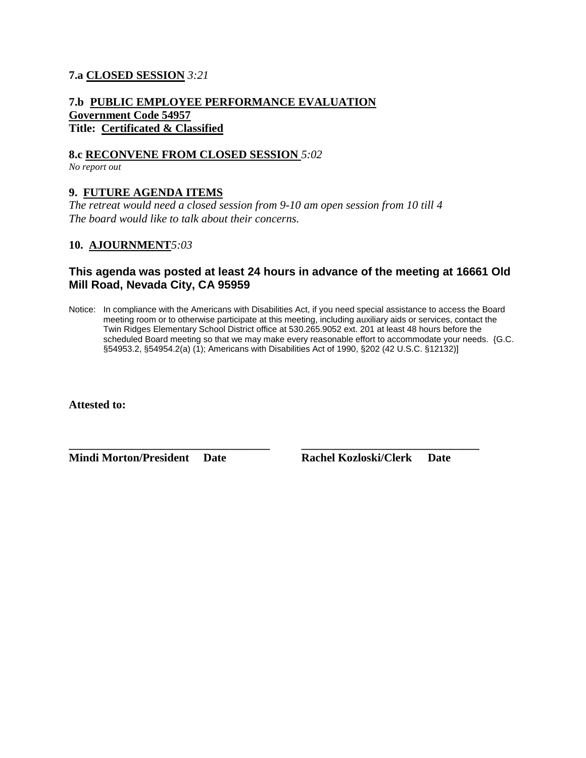**7.a** **<u>CLOSED SESSION</u>** *3:21*

**7.b** **<u>PUBLIC EMPLOYEE PERFORMANCE EVALUATION</u>**
**<u>Government Code 54957</u>**
**Title:** **<u>Certificated & Classified</u>**

**8.c** **<u>RECONVENE FROM CLOSED SESSION</u>** *5:02*
*No report out*

**9.** **<u>FUTURE AGENDA ITEMS</u>**
*The retreat would need a closed session from 9-10 am open session from 10 till 4*
*The board would like to talk about their concerns.*

**10.** **<u>AJOURNMENT</u>***5:03*

**This agenda was posted at least 24 hours in advance of the meeting at 16661 Old Mill Road, Nevada City, CA 95959**

Notice: In compliance with the Americans with Disabilities Act, if you need special assistance to access the Board meeting room or to otherwise participate at this meeting, including auxiliary aids or services, contact the Twin Ridges Elementary School District office at 530.265.9052 ext. 201 at least 48 hours before the scheduled Board meeting so that we may make every reasonable effort to accommodate your needs. {G.C. §54953.2, §54954.2(a) (1); Americans with Disabilities Act of 1990, §202 (42 U.S.C. §12132)]

**Attested to:**

___________________________________ ______________________________
**Mindi Morton/President Date** **Rachel Kozloski/Clerk Date**